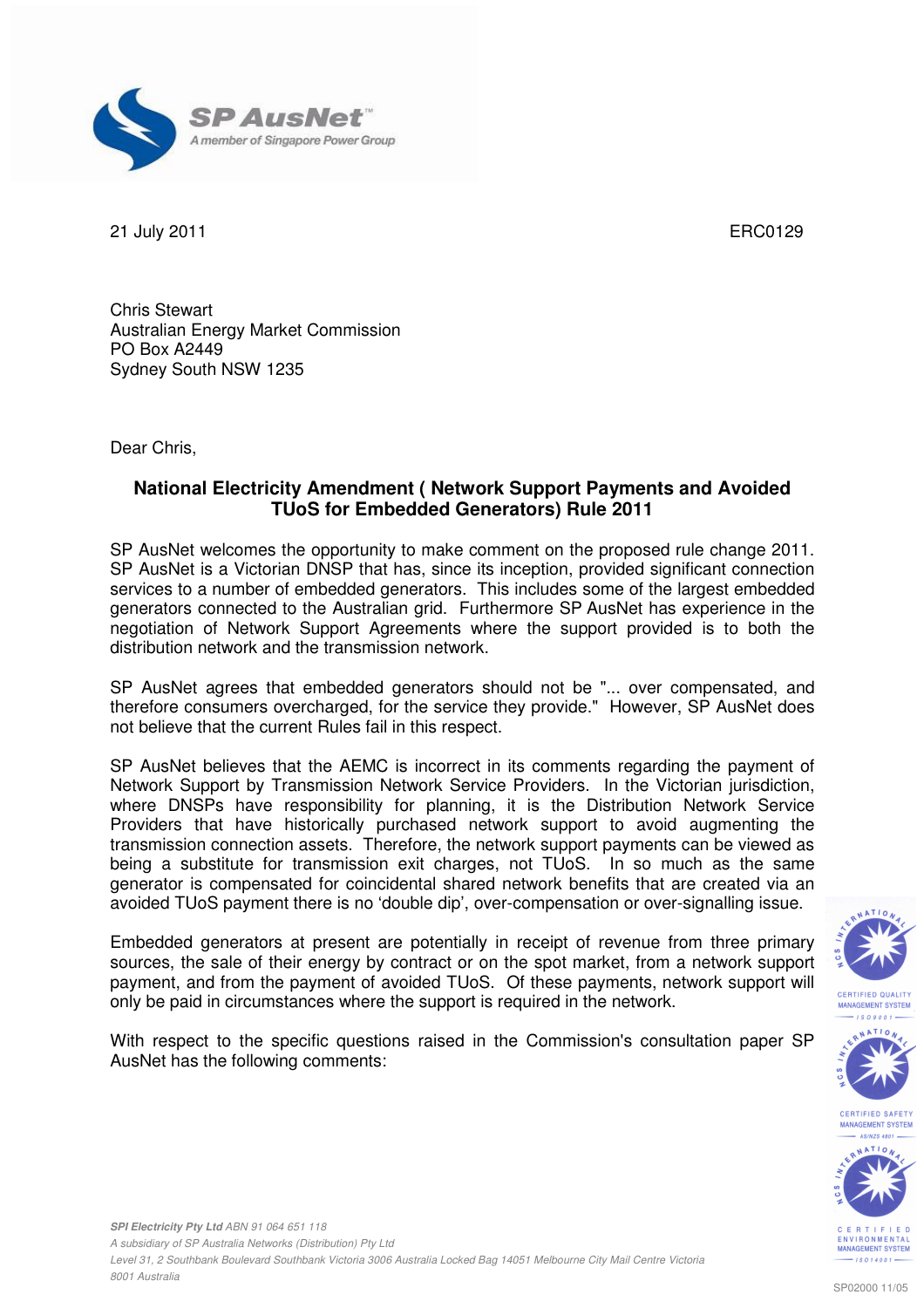21 July 2011 ERC0129

Chris Stewart
Australian Energy Market Commission
PO Box A2449
Sydney South NSW 1235

Dear Chris,

**National Electricity Amendment ( Network Support Payments and Avoided TUoS for Embedded Generators) Rule 2011**

SP AusNet welcomes the opportunity to make comment on the proposed rule change 2011. SP AusNet is a Victorian DNSP that has, since its inception, provided significant connection services to a number of embedded generators. This includes some of the largest embedded generators connected to the Australian grid. Furthermore SP AusNet has experience in the negotiation of Network Support Agreements where the support provided is to both the distribution network and the transmission network.

SP AusNet agrees that embedded generators should not be "... over compensated, and therefore consumers overcharged, for the service they provide." However, SP AusNet does not believe that the current Rules fail in this respect.

SP AusNet believes that the AEMC is incorrect in its comments regarding the payment of Network Support by Transmission Network Service Providers. In the Victorian jurisdiction, where DNSPs have responsibility for planning, it is the Distribution Network Service Providers that have historically purchased network support to avoid augmenting the transmission connection assets. Therefore, the network support payments can be viewed as being a substitute for transmission exit charges, not TUoS. In so much as the same generator is compensated for coincidental shared network benefits that are created via an avoided TUoS payment there is no 'double dip', over-compensation or over-signalling issue.

Embedded generators at present are potentially in receipt of revenue from three primary sources, the sale of their energy by contract or on the spot market, from a network support payment, and from the payment of avoided TUoS. Of these payments, network support will only be paid in circumstances where the support is required in the network.

With respect to the specific questions raised in the Commission's consultation paper SP AusNet has the following comments: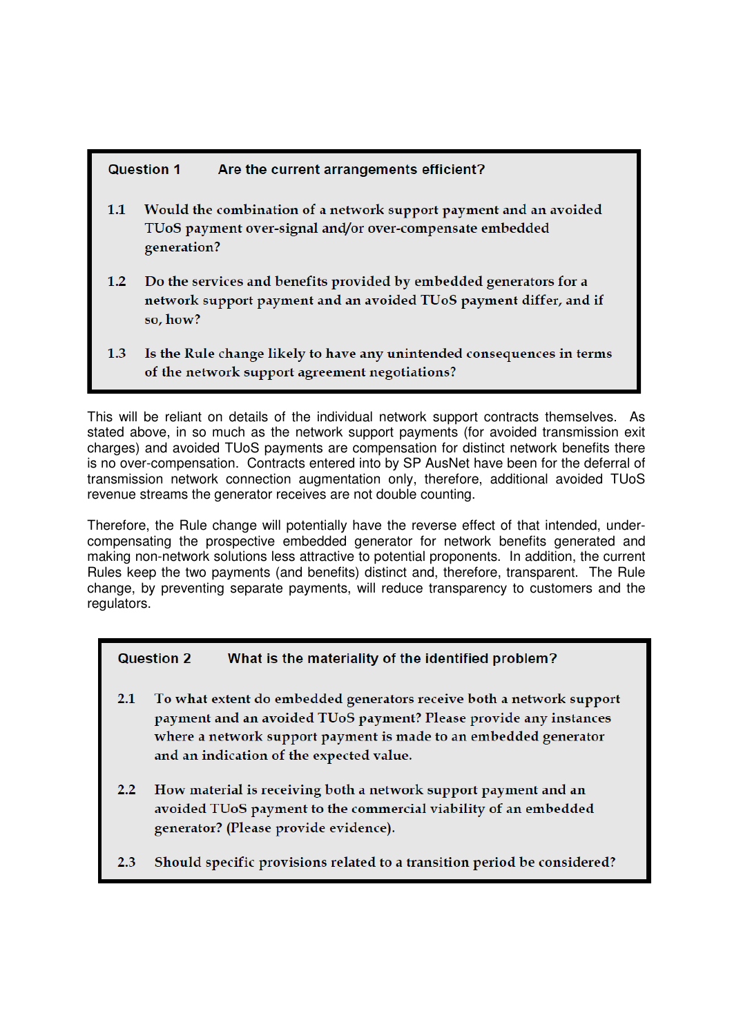**Question 1 Are the current arrangements efficient?**

1.1 Would the combination of a network support payment and an avoided TUoS payment over-signal and/or over-compensate embedded generation?

1.2 Do the services and benefits provided by embedded generators for a network support payment and an avoided TUoS payment differ, and if so, how?

1.3 Is the Rule change likely to have any unintended consequences in terms of the network support agreement negotiations?

This will be reliant on details of the individual network support contracts themselves. As stated above, in so much as the network support payments (for avoided transmission exit charges) and avoided TUoS payments are compensation for distinct network benefits there is no over-compensation. Contracts entered into by SP AusNet have been for the deferral of transmission network connection augmentation only, therefore, additional avoided TUoS revenue streams the generator receives are not double counting.

Therefore, the Rule change will potentially have the reverse effect of that intended, under-compensating the prospective embedded generator for network benefits generated and making non-network solutions less attractive to potential proponents. In addition, the current Rules keep the two payments (and benefits) distinct and, therefore, transparent. The Rule change, by preventing separate payments, will reduce transparency to customers and the regulators.

**Question 2 What is the materiality of the identified problem?**

2.1 To what extent do embedded generators receive both a network support payment and an avoided TUoS payment? Please provide any instances where a network support payment is made to an embedded generator and an indication of the expected value.

2.2 How material is receiving both a network support payment and an avoided TUoS payment to the commercial viability of an embedded generator? (Please provide evidence).

2.3 Should specific provisions related to a transition period be considered?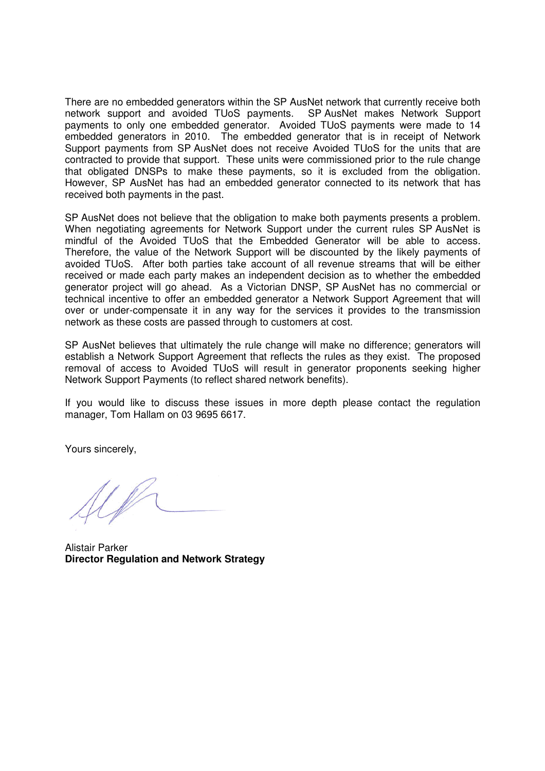There are no embedded generators within the SP AusNet network that currently receive both network support and avoided TUoS payments. SP AusNet makes Network Support payments to only one embedded generator. Avoided TUoS payments were made to 14 embedded generators in 2010. The embedded generator that is in receipt of Network Support payments from SP AusNet does not receive Avoided TUoS for the units that are contracted to provide that support. These units were commissioned prior to the rule change that obligated DNSPs to make these payments, so it is excluded from the obligation. However, SP AusNet has had an embedded generator connected to its network that has received both payments in the past.

SP AusNet does not believe that the obligation to make both payments presents a problem. When negotiating agreements for Network Support under the current rules SP AusNet is mindful of the Avoided TUoS that the Embedded Generator will be able to access. Therefore, the value of the Network Support will be discounted by the likely payments of avoided TUoS. After both parties take account of all revenue streams that will be either received or made each party makes an independent decision as to whether the embedded generator project will go ahead. As a Victorian DNSP, SP AusNet has no commercial or technical incentive to offer an embedded generator a Network Support Agreement that will over or under-compensate it in any way for the services it provides to the transmission network as these costs are passed through to customers at cost.

SP AusNet believes that ultimately the rule change will make no difference; generators will establish a Network Support Agreement that reflects the rules as they exist. The proposed removal of access to Avoided TUoS will result in generator proponents seeking higher Network Support Payments (to reflect shared network benefits).

If you would like to discuss these issues in more depth please contact the regulation manager, Tom Hallam on 03 9695 6617.

Yours sincerely,

Alistair Parker
**Director Regulation and Network Strategy**